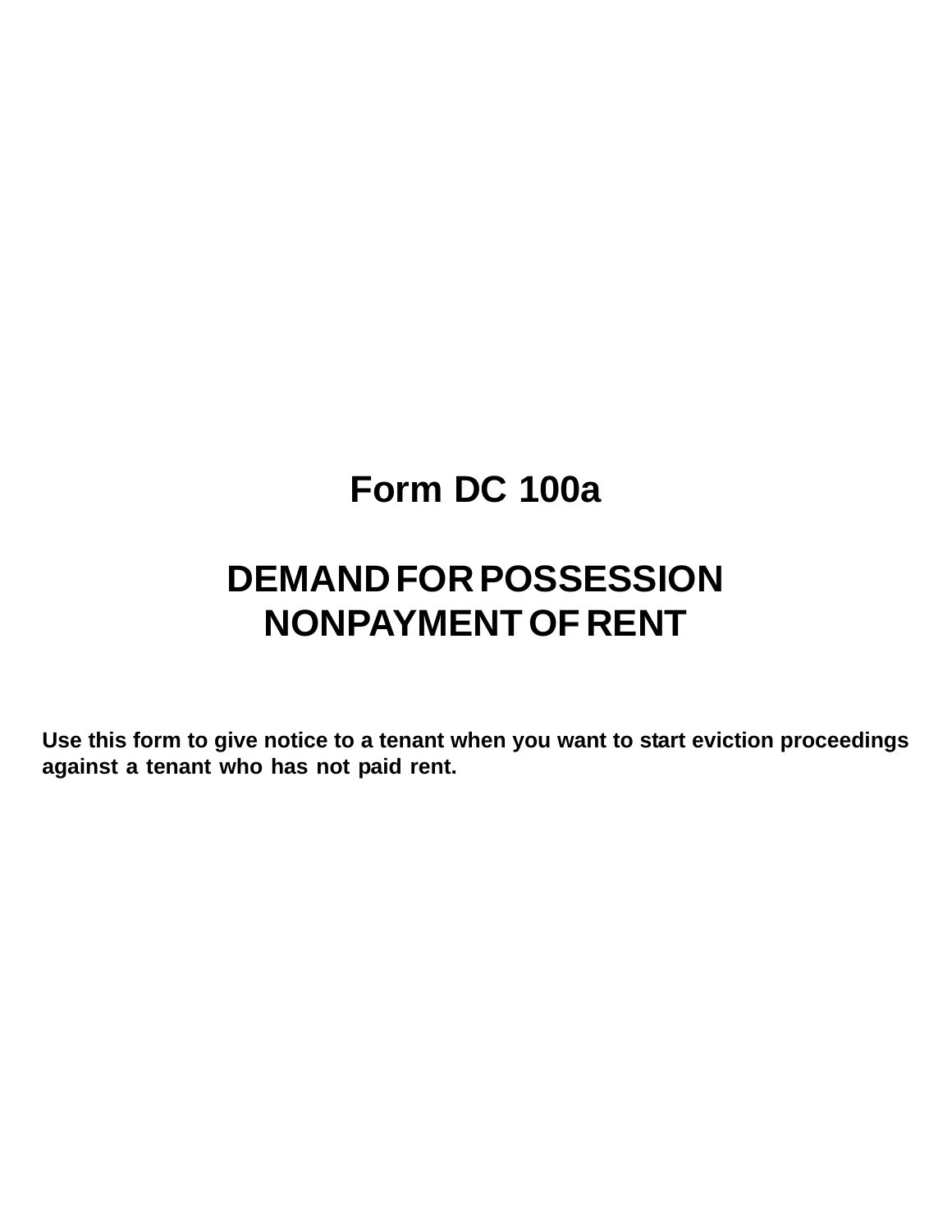# Form DC 100a

# DEMAND FOR POSSESSION NONPAYMENT OF RENT

**Use this form to give notice to a tenant when you want to start eviction proceedings against a tenant who has not paid rent.**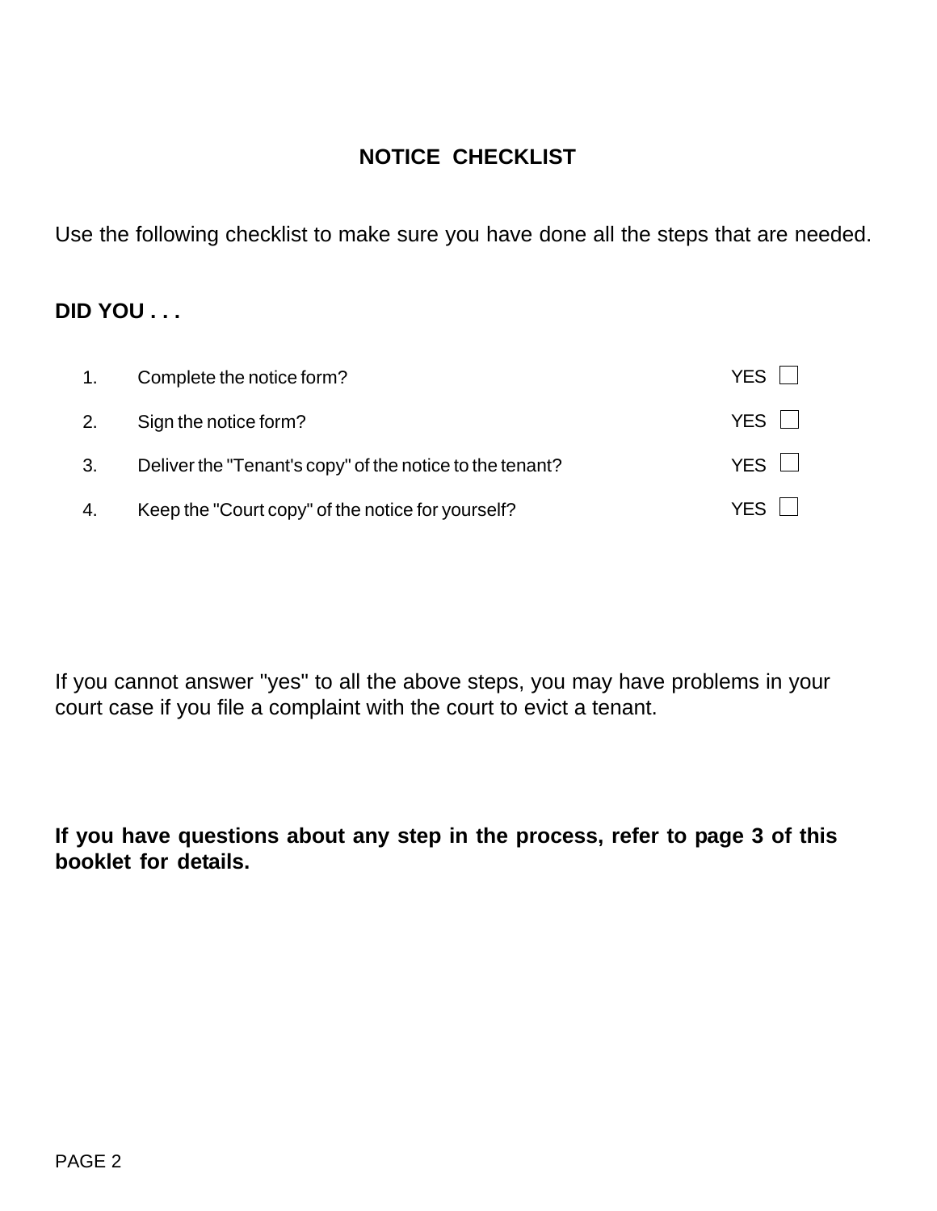## NOTICE CHECKLIST

Use the following checklist to make sure you have done all the steps that are needed.

**DID YOU . . .**

1. Complete the notice form? YES ☐
2. Sign the notice form? YES ☐
3. Deliver the "Tenant's copy" of the notice to the tenant? YES ☐
4. Keep the "Court copy" of the notice for yourself? YES ☐

If you cannot answer "yes" to all the above steps, you may have problems in your court case if you file a complaint with the court to evict a tenant.

**If you have questions about any step in the process, refer to page 3 of this booklet for details.**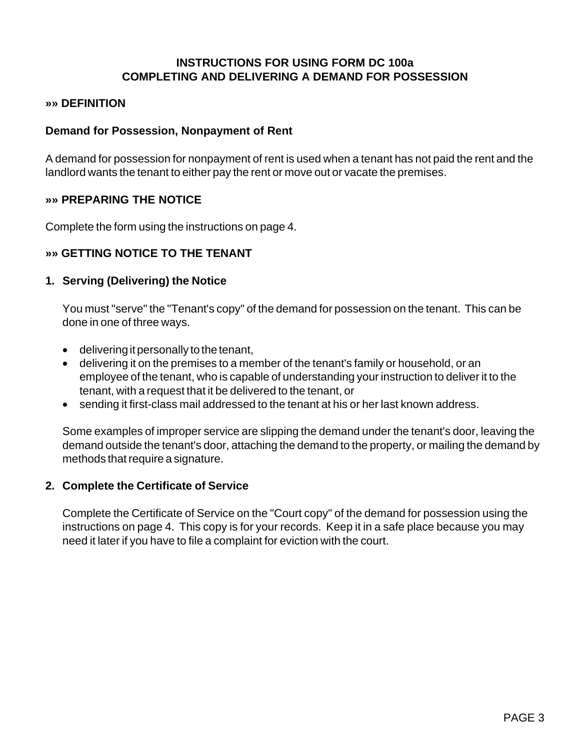# INSTRUCTIONS FOR USING FORM DC 100a
# COMPLETING AND DELIVERING A DEMAND FOR POSSESSION

## »» DEFINITION

### Demand for Possession, Nonpayment of Rent

A demand for possession for nonpayment of rent is used when a tenant has not paid the rent and the landlord wants the tenant to either pay the rent or move out or vacate the premises.

## »» PREPARING THE NOTICE

Complete the form using the instructions on page 4.

## »» GETTING NOTICE TO THE TENANT

### 1. Serving (Delivering) the Notice

You must "serve" the "Tenant's copy" of the demand for possession on the tenant. This can be done in one of three ways.

- delivering it personally to the tenant,
- delivering it on the premises to a member of the tenant's family or household, or an employee of the tenant, who is capable of understanding your instruction to deliver it to the tenant, with a request that it be delivered to the tenant, or
- sending it first-class mail addressed to the tenant at his or her last known address.

Some examples of improper service are slipping the demand under the tenant's door, leaving the demand outside the tenant's door, attaching the demand to the property, or mailing the demand by methods that require a signature.

### 2. Complete the Certificate of Service

Complete the Certificate of Service on the "Court copy" of the demand for possession using the instructions on page 4. This copy is for your records. Keep it in a safe place because you may need it later if you have to file a complaint for eviction with the court.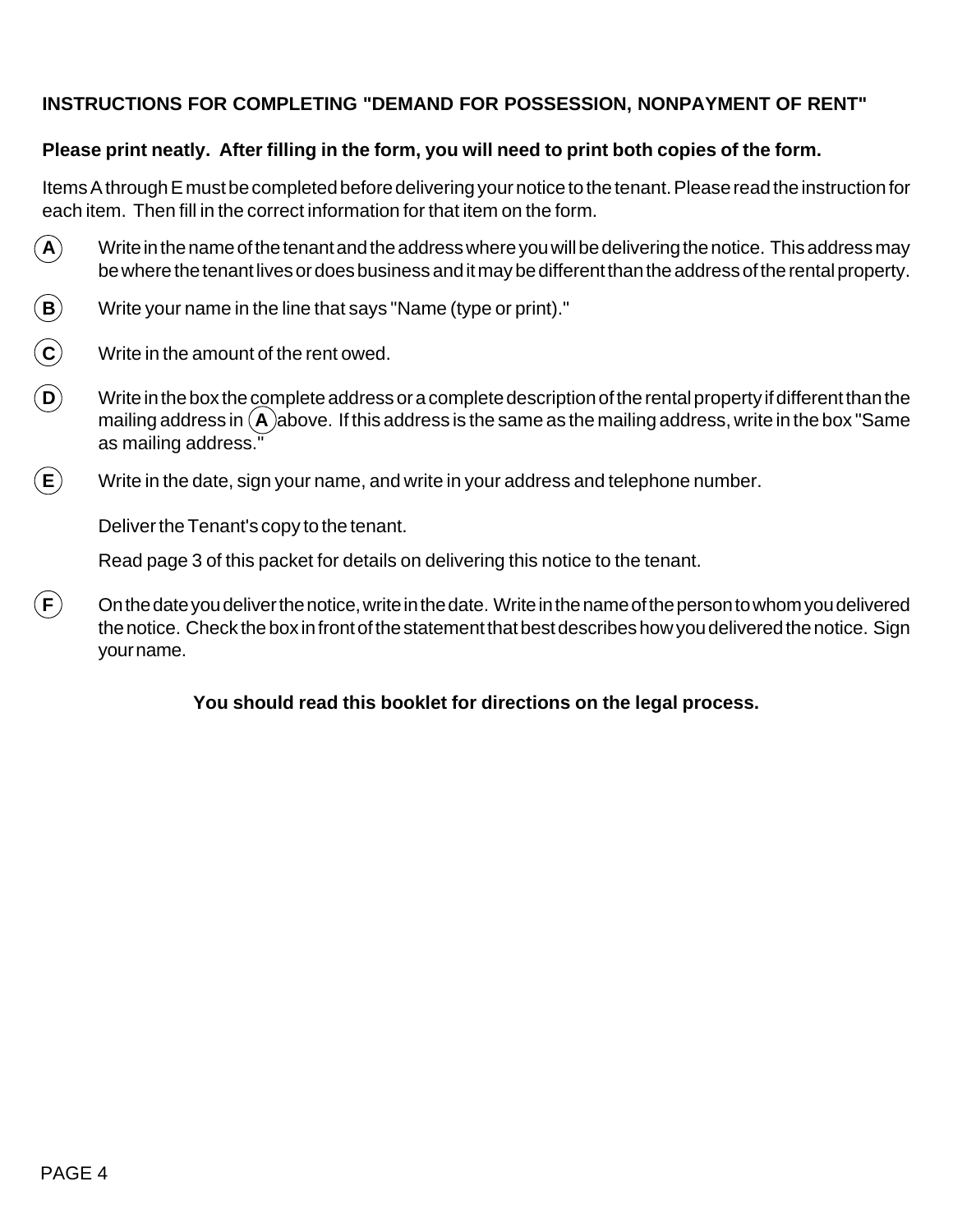## INSTRUCTIONS FOR COMPLETING "DEMAND FOR POSSESSION, NONPAYMENT OF RENT"

**Please print neatly. After filling in the form, you will need to print both copies of the form.**

Items A through E must be completed before delivering your notice to the tenant. Please read the instruction for each item. Then fill in the correct information for that item on the form.

**(A)** Write in the name of the tenant and the address where you will be delivering the notice. This address may be where the tenant lives or does business and it may be different than the address of the rental property.

**(B)** Write your name in the line that says "Name (type or print)."

**(C)** Write in the amount of the rent owed.

**(D)** Write in the box the complete address or a complete description of the rental property if different than the mailing address in **(A)** above. If this address is the same as the mailing address, write in the box "Same as mailing address."

**(E)** Write in the date, sign your name, and write in your address and telephone number.

Deliver the Tenant's copy to the tenant.

Read page 3 of this packet for details on delivering this notice to the tenant.

**(F)** On the date you deliver the notice, write in the date. Write in the name of the person to whom you delivered the notice. Check the box in front of the statement that best describes how you delivered the notice. Sign your name.

**You should read this booklet for directions on the legal process.**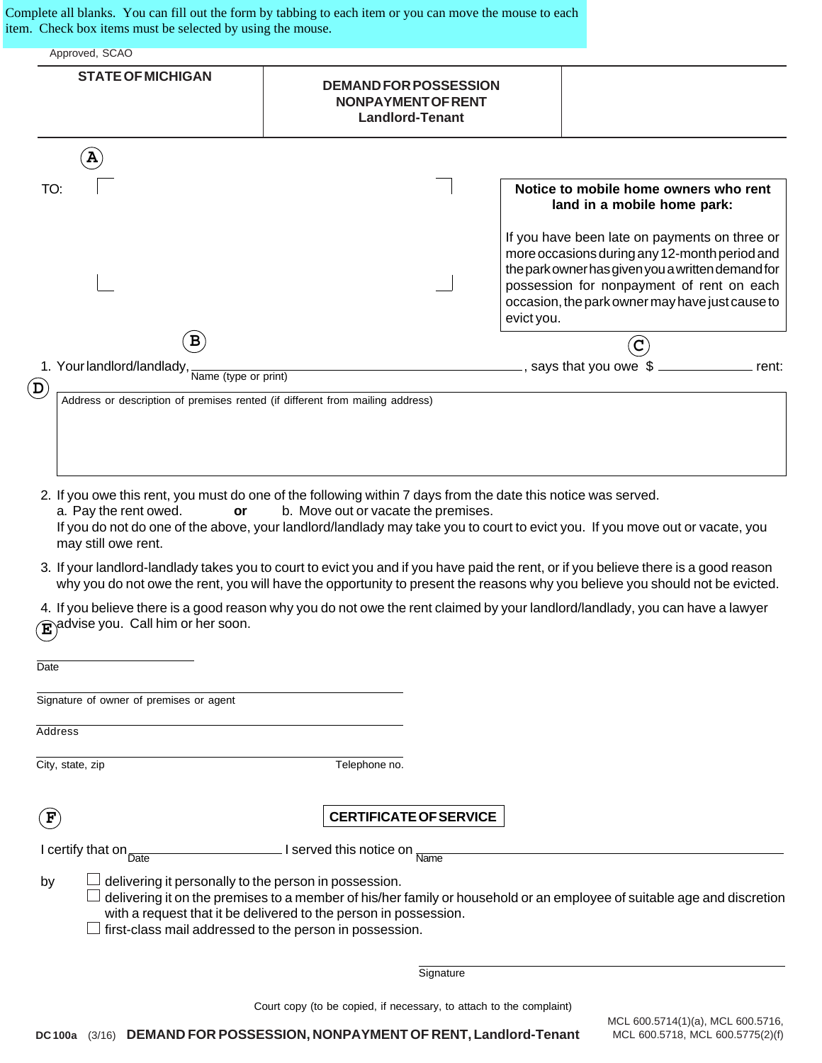Complete all blanks. You can fill out the form by tabbing to each item or you can move the mouse to each item. Check box items must be selected by using the mouse.

Approved, SCAO

| STATE OF MICHIGAN | DEMAND FOR POSSESSION NONPAYMENT OF RENT Landlord-Tenant | |
|---|---|---|

(A)

TO:

**Notice to mobile home owners who rent land in a mobile home park:**

If you have been late on payments on three or more occasions during any 12-month period and the park owner has given you a written demand for possession for nonpayment of rent on each occasion, the park owner may have just cause to evict you.

(B) (C)

1. Your landlord/landlady, ______________________ Name (type or print), says that you owe $ __________ rent:

(D)

Address or description of premises rented (if different from mailing address)

2. If you owe this rent, you must do one of the following within 7 days from the date this notice was served.
   a. Pay the rent owed. **or** b. Move out or vacate the premises.
   If you do not do one of the above, your landlord/landlady may take you to court to evict you. If you move out or vacate, you may still owe rent.
3. If your landlord-landlady takes you to court to evict you and if you have paid the rent, or if you believe there is a good reason why you do not owe the rent, you will have the opportunity to present the reasons why you believe you should not be evicted.
4. If you believe there is a good reason why you do not owe the rent claimed by your landlord/landlady, you can have a lawyer advise you. Call him or her soon.

(E)

Date

Signature of owner of premises or agent

Address

City, state, zip Telephone no.

(F)

**CERTIFICATE OF SERVICE**

I certify that on __________ Date I served this notice on __________ Name

by
- ☐ delivering it personally to the person in possession.
- ☐ delivering it on the premises to a member of his/her family or household or an employee of suitable age and discretion with a request that it be delivered to the person in possession.
- ☐ first-class mail addressed to the person in possession.

Signature

Court copy (to be copied, if necessary, to attach to the complaint)

**DC 100a** (3/16) **DEMAND FOR POSSESSION, NONPAYMENT OF RENT, Landlord-Tenant**

MCL 600.5714(1)(a), MCL 600.5716, MCL 600.5718, MCL 600.5775(2)(f)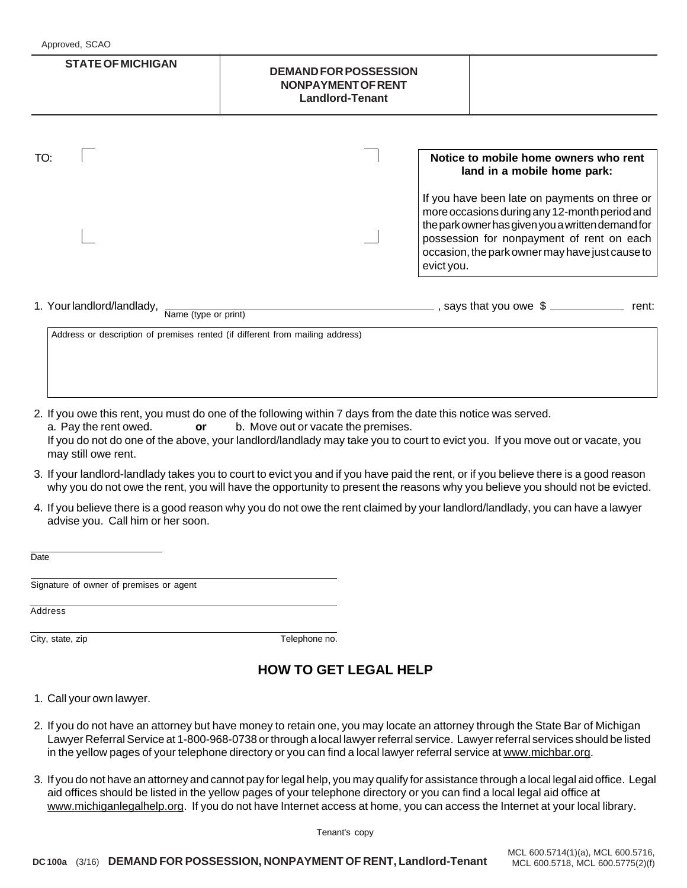Approved, SCAO

| STATE OF MICHIGAN | DEMAND FOR POSSESSION NONPAYMENT OF RENT Landlord-Tenant | |
|---|---|---|

TO:

**Notice to mobile home owners who rent land in a mobile home park:**

If you have been late on payments on three or more occasions during any 12-month period and the park owner has given you a written demand for possession for nonpayment of rent on each occasion, the park owner may have just cause to evict you.

1. Your landlord/landlady, ______________________ , says that you owe $ __________ rent:
   Name (type or print)

   Address or description of premises rented (if different from mailing address)

2. If you owe this rent, you must do one of the following within 7 days from the date this notice was served.
   a. Pay the rent owed. **or** b. Move out or vacate the premises.
   If you do not do one of the above, your landlord/landlady may take you to court to evict you. If you move out or vacate, you may still owe rent.
3. If your landlord-landlady takes you to court to evict you and if you have paid the rent, or if you believe there is a good reason why you do not owe the rent, you will have the opportunity to present the reasons why you believe you should not be evicted.
4. If you believe there is a good reason why you do not owe the rent claimed by your landlord/landlady, you can have a lawyer advise you. Call him or her soon.

Date

Signature of owner of premises or agent

Address

City, state, zip Telephone no.

## HOW TO GET LEGAL HELP

1. Call your own lawyer.
2. If you do not have an attorney but have money to retain one, you may locate an attorney through the State Bar of Michigan Lawyer Referral Service at 1-800-968-0738 or through a local lawyer referral service. Lawyer referral services should be listed in the yellow pages of your telephone directory or you can find a local lawyer referral service at www.michbar.org.
3. If you do not have an attorney and cannot pay for legal help, you may qualify for assistance through a local legal aid office. Legal aid offices should be listed in the yellow pages of your telephone directory or you can find a local legal aid office at www.michiganlegalhelp.org. If you do not have Internet access at home, you can access the Internet at your local library.

Tenant's copy

**DC 100a** (3/16) **DEMAND FOR POSSESSION, NONPAYMENT OF RENT, Landlord-Tenant** MCL 600.5714(1)(a), MCL 600.5716, MCL 600.5718, MCL 600.5775(2)(f)